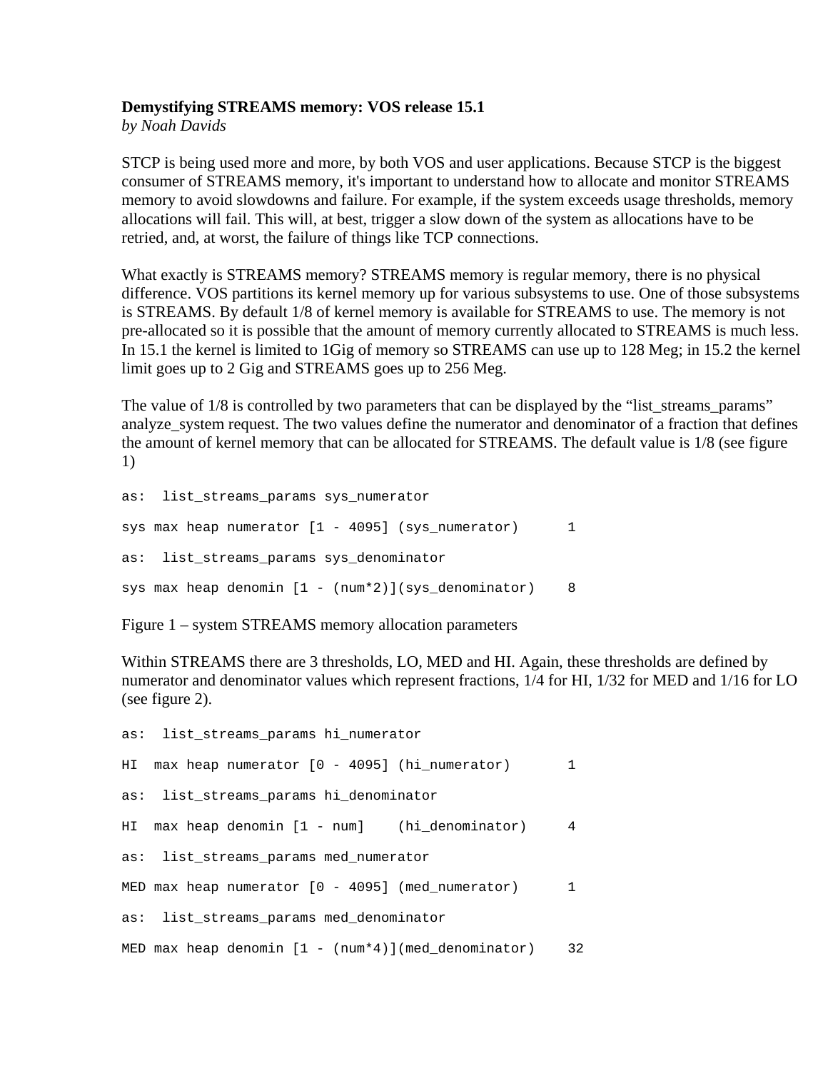**Demystifying STREAMS memory: VOS release 15.1**
*by Noah Davids*

STCP is being used more and more, by both VOS and user applications. Because STCP is the biggest consumer of STREAMS memory, it's important to understand how to allocate and monitor STREAMS memory to avoid slowdowns and failure. For example, if the system exceeds usage thresholds, memory allocations will fail. This will, at best, trigger a slow down of the system as allocations have to be retried, and, at worst, the failure of things like TCP connections.

What exactly is STREAMS memory? STREAMS memory is regular memory, there is no physical difference. VOS partitions its kernel memory up for various subsystems to use. One of those subsystems is STREAMS. By default 1/8 of kernel memory is available for STREAMS to use. The memory is not pre-allocated so it is possible that the amount of memory currently allocated to STREAMS is much less. In 15.1 the kernel is limited to 1Gig of memory so STREAMS can use up to 128 Meg; in 15.2 the kernel limit goes up to 2 Gig and STREAMS goes up to 256 Meg.

The value of 1/8 is controlled by two parameters that can be displayed by the "list_streams_params" analyze_system request. The two values define the numerator and denominator of a fraction that defines the amount of kernel memory that can be allocated for STREAMS. The default value is 1/8 (see figure 1)

```
as:  list_streams_params sys_numerator

sys max heap numerator [1 - 4095] (sys_numerator)      1

as:  list_streams_params sys_denominator

sys max heap denomin [1 - (num*2)](sys_denominator)    8
```

Figure 1 – system STREAMS memory allocation parameters

Within STREAMS there are 3 thresholds, LO, MED and HI. Again, these thresholds are defined by numerator and denominator values which represent fractions, 1/4 for HI, 1/32 for MED and 1/16 for LO (see figure 2).

```
as:  list_streams_params hi_numerator

HI  max heap numerator [0 - 4095] (hi_numerator)       1

as:  list_streams_params hi_denominator

HI  max heap denomin [1 - num]    (hi_denominator)     4

as:  list_streams_params med_numerator

MED max heap numerator [0 - 4095] (med_numerator)      1

as:  list_streams_params med_denominator

MED max heap denomin [1 - (num*4)](med_denominator)    32
```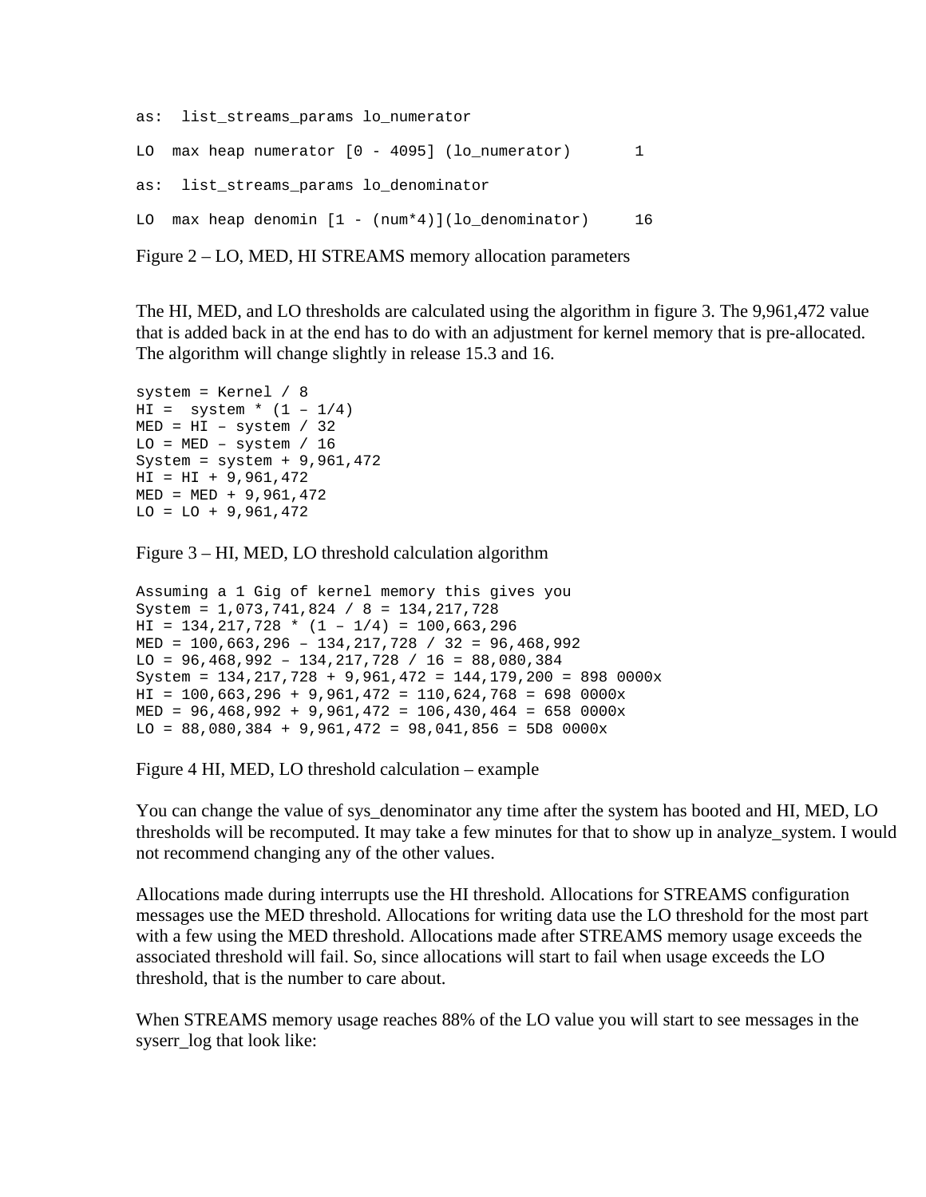```
as:  list_streams_params lo_numerator

LO  max heap numerator [0 - 4095] (lo_numerator)       1

as:  list_streams_params lo_denominator

LO  max heap denomin [1 - (num*4)](lo_denominator)     16
```

Figure 2 – LO, MED, HI STREAMS memory allocation parameters

The HI, MED, and LO thresholds are calculated using the algorithm in figure 3. The 9,961,472 value that is added back in at the end has to do with an adjustment for kernel memory that is pre-allocated. The algorithm will change slightly in release 15.3 and 16.

```
system = Kernel / 8
HI =  system * (1 – 1/4)
MED = HI – system / 32
LO = MED – system / 16
System = system + 9,961,472
HI = HI + 9,961,472
MED = MED + 9,961,472
LO = LO + 9,961,472
```

Figure 3 – HI, MED, LO threshold calculation algorithm

```
Assuming a 1 Gig of kernel memory this gives you
System = 1,073,741,824 / 8 = 134,217,728
HI = 134,217,728 * (1 – 1/4) = 100,663,296
MED = 100,663,296 – 134,217,728 / 32 = 96,468,992
LO = 96,468,992 – 134,217,728 / 16 = 88,080,384
System = 134,217,728 + 9,961,472 = 144,179,200 = 898 0000x
HI = 100,663,296 + 9,961,472 = 110,624,768 = 698 0000x
MED = 96,468,992 + 9,961,472 = 106,430,464 = 658 0000x
LO = 88,080,384 + 9,961,472 = 98,041,856 = 5D8 0000x
```

Figure 4 HI, MED, LO threshold calculation – example

You can change the value of sys_denominator any time after the system has booted and HI, MED, LO thresholds will be recomputed. It may take a few minutes for that to show up in analyze_system. I would not recommend changing any of the other values.

Allocations made during interrupts use the HI threshold. Allocations for STREAMS configuration messages use the MED threshold. Allocations for writing data use the LO threshold for the most part with a few using the MED threshold. Allocations made after STREAMS memory usage exceeds the associated threshold will fail. So, since allocations will start to fail when usage exceeds the LO threshold, that is the number to care about.

When STREAMS memory usage reaches 88% of the LO value you will start to see messages in the syserr_log that look like: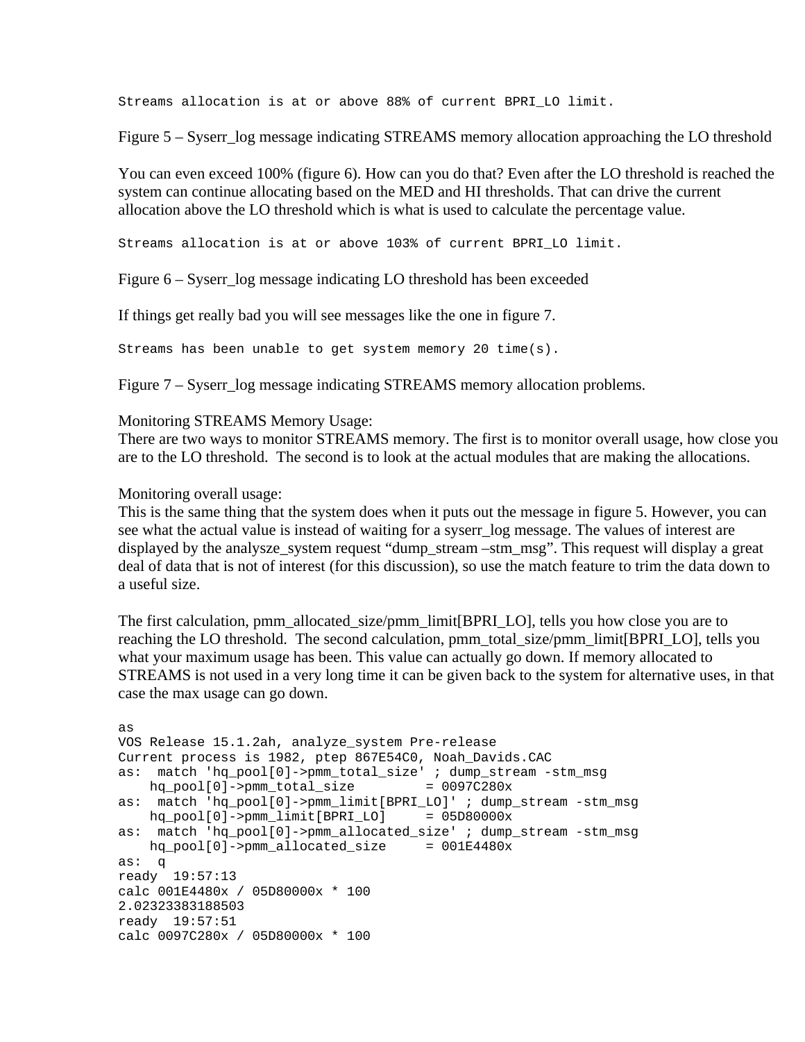```
Streams allocation is at or above 88% of current BPRI_LO limit.
```

Figure 5 – Syserr_log message indicating STREAMS memory allocation approaching the LO threshold

You can even exceed 100% (figure 6). How can you do that? Even after the LO threshold is reached the system can continue allocating based on the MED and HI thresholds. That can drive the current allocation above the LO threshold which is what is used to calculate the percentage value.

```
Streams allocation is at or above 103% of current BPRI_LO limit.
```

Figure 6 – Syserr_log message indicating LO threshold has been exceeded

If things get really bad you will see messages like the one in figure 7.

```
Streams has been unable to get system memory 20 time(s).
```

Figure 7 – Syserr_log message indicating STREAMS memory allocation problems.

Monitoring STREAMS Memory Usage:
There are two ways to monitor STREAMS memory. The first is to monitor overall usage, how close you are to the LO threshold. The second is to look at the actual modules that are making the allocations.

Monitoring overall usage:
This is the same thing that the system does when it puts out the message in figure 5. However, you can see what the actual value is instead of waiting for a syserr_log message. The values of interest are displayed by the analysze_system request “dump_stream –stm_msg”. This request will display a great deal of data that is not of interest (for this discussion), so use the match feature to trim the data down to a useful size.

The first calculation, pmm_allocated_size/pmm_limit[BPRI_LO], tells you how close you are to reaching the LO threshold. The second calculation, pmm_total_size/pmm_limit[BPRI_LO], tells you what your maximum usage has been. This value can actually go down. If memory allocated to STREAMS is not used in a very long time it can be given back to the system for alternative uses, in that case the max usage can go down.

```
as
VOS Release 15.1.2ah, analyze_system Pre-release
Current process is 1982, ptep 867E54C0, Noah_Davids.CAC
as:  match 'hq_pool[0]->pmm_total_size' ; dump_stream -stm_msg
    hq_pool[0]->pmm_total_size         = 0097C280x
as:  match 'hq_pool[0]->pmm_limit[BPRI_LO]' ; dump_stream -stm_msg
    hq_pool[0]->pmm_limit[BPRI_LO]     = 05D80000x
as:  match 'hq_pool[0]->pmm_allocated_size' ; dump_stream -stm_msg
    hq_pool[0]->pmm_allocated_size     = 001E4480x
as:  q
ready  19:57:13
calc 001E4480x / 05D80000x * 100
2.02323383188503
ready  19:57:51
calc 0097C280x / 05D80000x * 100
```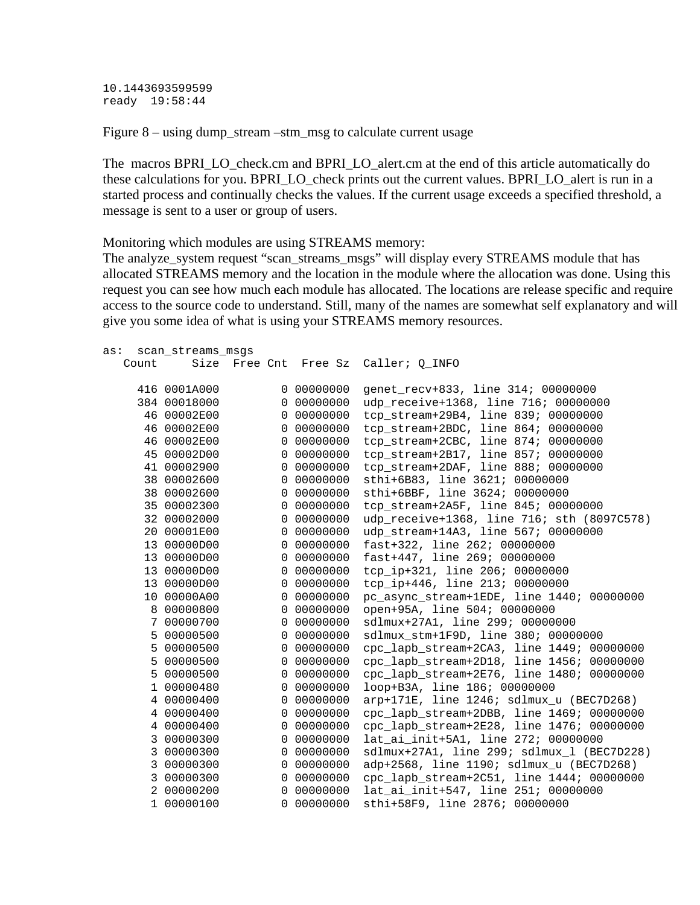```
10.1443693599599
ready  19:58:44
```

Figure 8 – using dump_stream –stm_msg to calculate current usage

The macros BPRI_LO_check.cm and BPRI_LO_alert.cm at the end of this article automatically do these calculations for you. BPRI_LO_check prints out the current values. BPRI_LO_alert is run in a started process and continually checks the values. If the current usage exceeds a specified threshold, a message is sent to a user or group of users.

Monitoring which modules are using STREAMS memory:
The analyze_system request “scan_streams_msgs” will display every STREAMS module that has allocated STREAMS memory and the location in the module where the allocation was done. Using this request you can see how much each module has allocated. The locations are release specific and require access to the source code to understand. Still, many of the names are somewhat self explanatory and will give you some idea of what is using your STREAMS memory resources.

```
as:  scan_streams_msgs
   Count      Size  Free Cnt  Free Sz  Caller; Q_INFO

     416 0001A000         0 00000000  genet_recv+833, line 314; 00000000
     384 00018000         0 00000000  udp_receive+1368, line 716; 00000000
      46 00002E00         0 00000000  tcp_stream+29B4, line 839; 00000000
      46 00002E00         0 00000000  tcp_stream+2BDC, line 864; 00000000
      46 00002E00         0 00000000  tcp_stream+2CBC, line 874; 00000000
      45 00002D00         0 00000000  tcp_stream+2B17, line 857; 00000000
      41 00002900         0 00000000  tcp_stream+2DAF, line 888; 00000000
      38 00002600         0 00000000  sthi+6B83, line 3621; 00000000
      38 00002600         0 00000000  sthi+6BBF, line 3624; 00000000
      35 00002300         0 00000000  tcp_stream+2A5F, line 845; 00000000
      32 00002000         0 00000000  udp_receive+1368, line 716; sth (8097C578)
      20 00001E00         0 00000000  udp_stream+14A3, line 567; 00000000
      13 00000D00         0 00000000  fast+322, line 262; 00000000
      13 00000D00         0 00000000  fast+447, line 269; 00000000
      13 00000D00         0 00000000  tcp_ip+321, line 206; 00000000
      13 00000D00         0 00000000  tcp_ip+446, line 213; 00000000
      10 00000A00         0 00000000  pc_async_stream+1EDE, line 1440; 00000000
       8 00000800         0 00000000  open+95A, line 504; 00000000
       7 00000700         0 00000000  sdlmux+27A1, line 299; 00000000
       5 00000500         0 00000000  sdlmux_stm+1F9D, line 380; 00000000
       5 00000500         0 00000000  cpc_lapb_stream+2CA3, line 1449; 00000000
       5 00000500         0 00000000  cpc_lapb_stream+2D18, line 1456; 00000000
       5 00000500         0 00000000  cpc_lapb_stream+2E76, line 1480; 00000000
       1 00000480         0 00000000  loop+B3A, line 186; 00000000
       4 00000400         0 00000000  arp+171E, line 1246; sdlmux_u (BEC7D268)
       4 00000400         0 00000000  cpc_lapb_stream+2DBB, line 1469; 00000000
       4 00000400         0 00000000  cpc_lapb_stream+2E28, line 1476; 00000000
       3 00000300         0 00000000  lat_ai_init+5A1, line 272; 00000000
       3 00000300         0 00000000  sdlmux+27A1, line 299; sdlmux_l (BEC7D228)
       3 00000300         0 00000000  adp+2568, line 1190; sdlmux_u (BEC7D268)
       3 00000300         0 00000000  cpc_lapb_stream+2C51, line 1444; 00000000
       2 00000200         0 00000000  lat_ai_init+547, line 251; 00000000
       1 00000100         0 00000000  sthi+58F9, line 2876; 00000000
```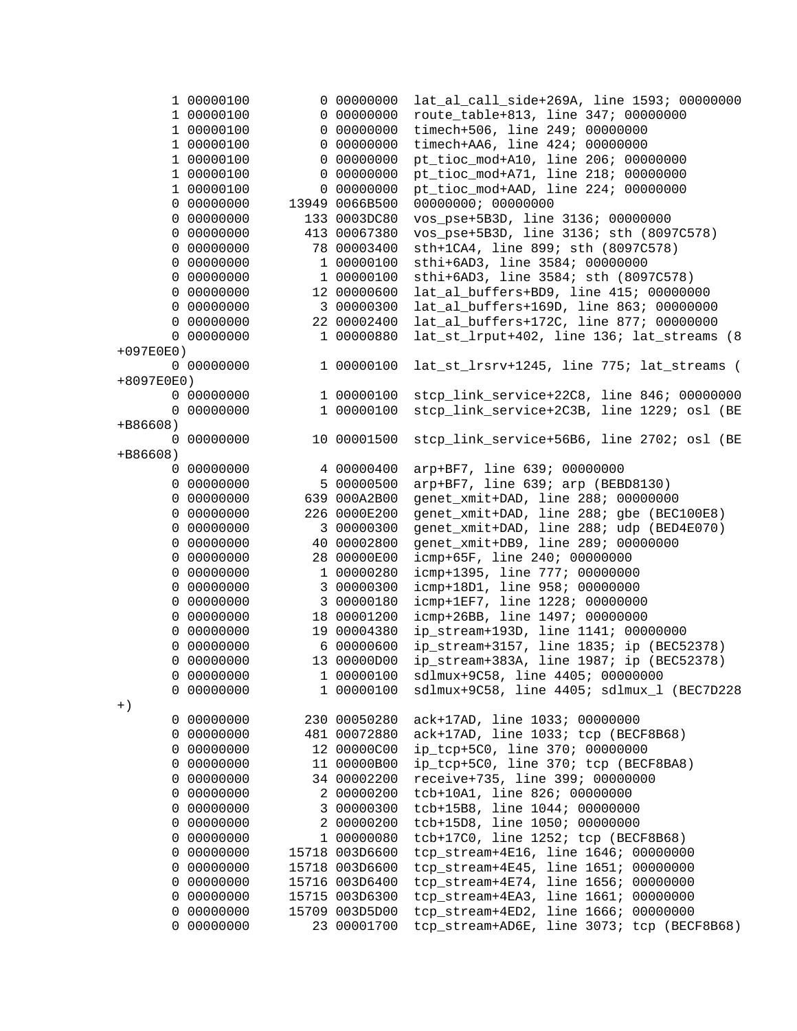```
       1 00000100         0 00000000  lat_al_call_side+269A, line 1593; 00000000
       1 00000100         0 00000000  route_table+813, line 347; 00000000
       1 00000100         0 00000000  timech+506, line 249; 00000000
       1 00000100         0 00000000  timech+AA6, line 424; 00000000
       1 00000100         0 00000000  pt_tioc_mod+A10, line 206; 00000000
       1 00000100         0 00000000  pt_tioc_mod+A71, line 218; 00000000
       1 00000100         0 00000000  pt_tioc_mod+AAD, line 224; 00000000
       0 00000000     13949 0066B500  00000000; 00000000
       0 00000000       133 0003DC80  vos_pse+5B3D, line 3136; 00000000
       0 00000000       413 00067380  vos_pse+5B3D, line 3136; sth (8097C578)
       0 00000000        78 00003400  sth+1CA4, line 899; sth (8097C578)
       0 00000000         1 00000100  sthi+6AD3, line 3584; 00000000
       0 00000000         1 00000100  sthi+6AD3, line 3584; sth (8097C578)
       0 00000000        12 00000600  lat_al_buffers+BD9, line 415; 00000000
       0 00000000         3 00000300  lat_al_buffers+169D, line 863; 00000000
       0 00000000        22 00002400  lat_al_buffers+172C, line 877; 00000000
       0 00000000         1 00000880  lat_st_lrput+402, line 136; lat_streams (8
+097E0E0)
       0 00000000         1 00000100  lat_st_lrsrv+1245, line 775; lat_streams (
+8097E0E0)
       0 00000000         1 00000100  stcp_link_service+22C8, line 846; 00000000
       0 00000000         1 00000100  stcp_link_service+2C3B, line 1229; osl (BE
+B86608)
       0 00000000        10 00001500  stcp_link_service+56B6, line 2702; osl (BE
+B86608)
       0 00000000         4 00000400  arp+BF7, line 639; 00000000
       0 00000000         5 00000500  arp+BF7, line 639; arp (BEBD8130)
       0 00000000       639 000A2B00  genet_xmit+DAD, line 288; 00000000
       0 00000000       226 0000E200  genet_xmit+DAD, line 288; gbe (BEC100E8)
       0 00000000         3 00000300  genet_xmit+DAD, line 288; udp (BED4E070)
       0 00000000        40 00002800  genet_xmit+DB9, line 289; 00000000
       0 00000000        28 00000E00  icmp+65F, line 240; 00000000
       0 00000000         1 00000280  icmp+1395, line 777; 00000000
       0 00000000         3 00000300  icmp+18D1, line 958; 00000000
       0 00000000         3 00000180  icmp+1EF7, line 1228; 00000000
       0 00000000        18 00001200  icmp+26BB, line 1497; 00000000
       0 00000000        19 00004380  ip_stream+193D, line 1141; 00000000
       0 00000000         6 00000600  ip_stream+3157, line 1835; ip (BEC52378)
       0 00000000        13 00000D00  ip_stream+383A, line 1987; ip (BEC52378)
       0 00000000         1 00000100  sdlmux+9C58, line 4405; 00000000
       0 00000000         1 00000100  sdlmux+9C58, line 4405; sdlmux_l (BEC7D228
+)
       0 00000000       230 00050280  ack+17AD, line 1033; 00000000
       0 00000000       481 00072880  ack+17AD, line 1033; tcp (BECF8B68)
       0 00000000        12 00000C00  ip_tcp+5C0, line 370; 00000000
       0 00000000        11 00000B00  ip_tcp+5C0, line 370; tcp (BECF8BA8)
       0 00000000        34 00002200  receive+735, line 399; 00000000
       0 00000000         2 00000200  tcb+10A1, line 826; 00000000
       0 00000000         3 00000300  tcb+15B8, line 1044; 00000000
       0 00000000         2 00000200  tcb+15D8, line 1050; 00000000
       0 00000000         1 00000080  tcb+17C0, line 1252; tcp (BECF8B68)
       0 00000000     15718 003D6600  tcp_stream+4E16, line 1646; 00000000
       0 00000000     15718 003D6600  tcp_stream+4E45, line 1651; 00000000
       0 00000000     15716 003D6400  tcp_stream+4E74, line 1656; 00000000
       0 00000000     15715 003D6300  tcp_stream+4EA3, line 1661; 00000000
       0 00000000     15709 003D5D00  tcp_stream+4ED2, line 1666; 00000000
       0 00000000        23 00001700  tcp_stream+AD6E, line 3073; tcp (BECF8B68)
```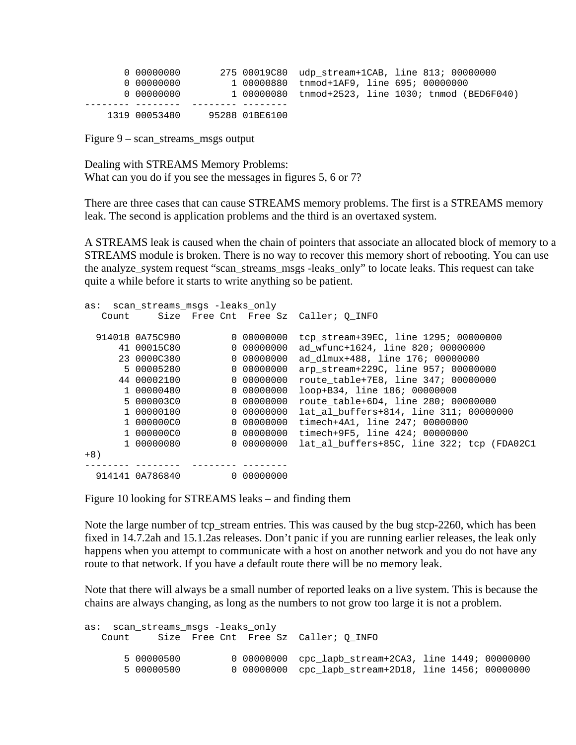```
       0 00000000       275 00019C80  udp_stream+1CAB, line 813; 00000000
       0 00000000         1 00000880  tnmod+1AF9, line 695; 00000000
       0 00000000         1 00000080  tnmod+2523, line 1030; tnmod (BED6F040)
-------- --------  -------- --------
    1319 00053480     95288 01BE6100
```

Figure 9 – scan_streams_msgs output

Dealing with STREAMS Memory Problems:
What can you do if you see the messages in figures 5, 6 or 7?

There are three cases that can cause STREAMS memory problems. The first is a STREAMS memory leak. The second is application problems and the third is an overtaxed system.

A STREAMS leak is caused when the chain of pointers that associate an allocated block of memory to a STREAMS module is broken. There is no way to recover this memory short of rebooting. You can use the analyze_system request "scan_streams_msgs -leaks_only" to locate leaks. This request can take quite a while before it starts to write anything so be patient.

```
as:  scan_streams_msgs -leaks_only
   Count     Size  Free Cnt  Free Sz  Caller; Q_INFO

  914018 0A75C980         0 00000000  tcp_stream+39EC, line 1295; 00000000
      41 00015C80         0 00000000  ad_wfunc+1624, line 820; 00000000
      23 0000C380         0 00000000  ad_dlmux+488, line 176; 00000000
       5 00005280         0 00000000  arp_stream+229C, line 957; 00000000
      44 00002100         0 00000000  route_table+7E8, line 347; 00000000
       1 00000480         0 00000000  loop+B34, line 186; 00000000
       5 000003C0         0 00000000  route_table+6D4, line 280; 00000000
       1 00000100         0 00000000  lat_al_buffers+814, line 311; 00000000
       1 000000C0         0 00000000  timech+4A1, line 247; 00000000
       1 000000C0         0 00000000  timech+9F5, line 424; 00000000
       1 00000080         0 00000000  lat_al_buffers+85C, line 322; tcp (FDA02C1
+8)
-------- --------  -------- --------
  914141 0A786840         0 00000000
```

Figure 10 looking for STREAMS leaks – and finding them

Note the large number of tcp_stream entries. This was caused by the bug stcp-2260, which has been fixed in 14.7.2ah and 15.1.2as releases. Don't panic if you are running earlier releases, the leak only happens when you attempt to communicate with a host on another network and you do not have any route to that network. If you have a default route there will be no memory leak.

Note that there will always be a small number of reported leaks on a live system. This is because the chains are always changing, as long as the numbers to not grow too large it is not a problem.

```
as:  scan_streams_msgs -leaks_only
   Count     Size  Free Cnt  Free Sz  Caller; Q_INFO

       5 00000500         0 00000000  cpc_lapb_stream+2CA3, line 1449; 00000000
       5 00000500         0 00000000  cpc_lapb_stream+2D18, line 1456; 00000000
```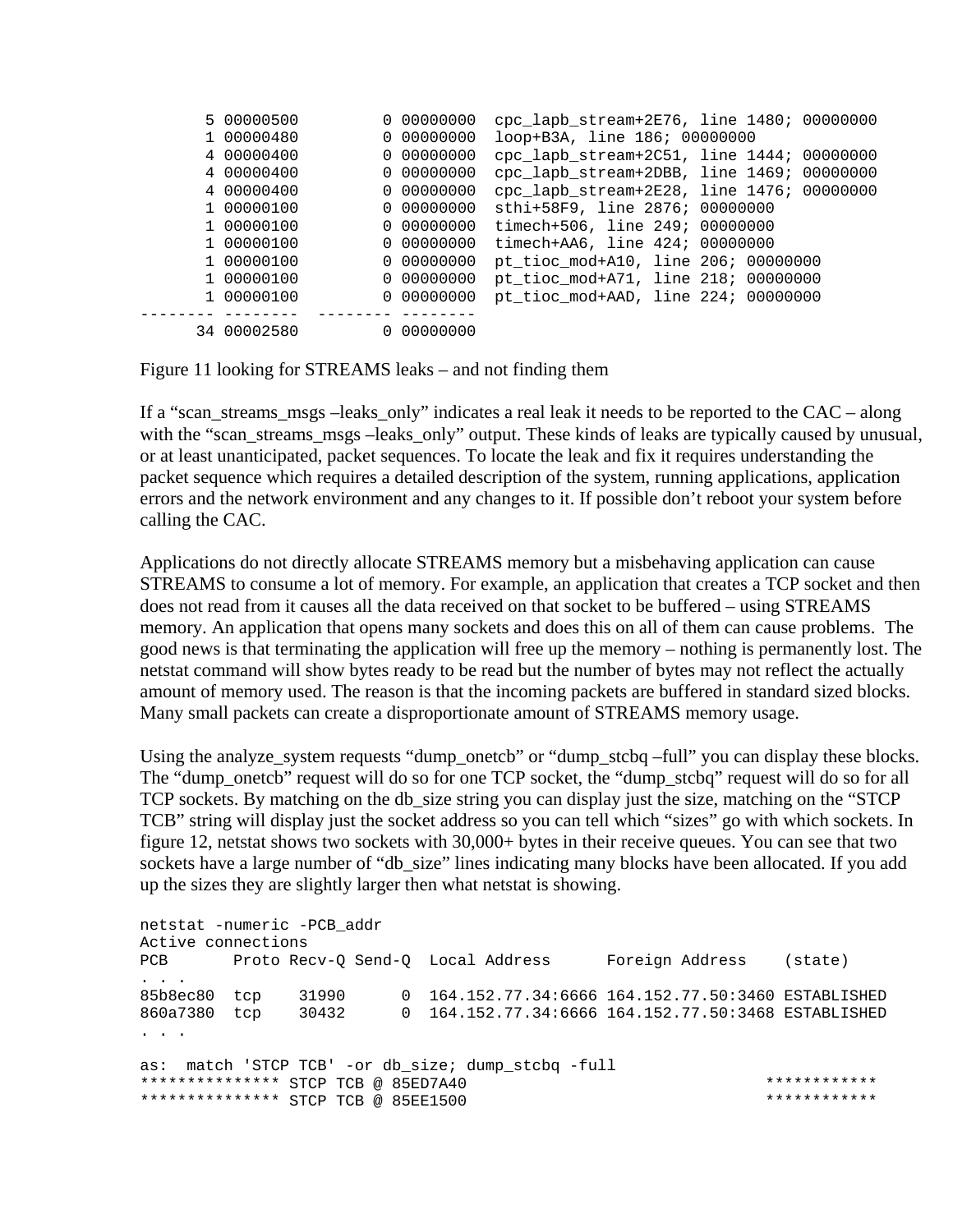```
       5 00000500         0 00000000  cpc_lapb_stream+2E76, line 1480; 00000000
       1 00000480         0 00000000  loop+B3A, line 186; 00000000
       4 00000400         0 00000000  cpc_lapb_stream+2C51, line 1444; 00000000
       4 00000400         0 00000000  cpc_lapb_stream+2DBB, line 1469; 00000000
       4 00000400         0 00000000  cpc_lapb_stream+2E28, line 1476; 00000000
       1 00000100         0 00000000  sthi+58F9, line 2876; 00000000
       1 00000100         0 00000000  timech+506, line 249; 00000000
       1 00000100         0 00000000  timech+AA6, line 424; 00000000
       1 00000100         0 00000000  pt_tioc_mod+A10, line 206; 00000000
       1 00000100         0 00000000  pt_tioc_mod+A71, line 218; 00000000
       1 00000100         0 00000000  pt_tioc_mod+AAD, line 224; 00000000
-------- --------  -------- --------
      34 00002580         0 00000000
```

Figure 11 looking for STREAMS leaks – and not finding them

If a "scan_streams_msgs –leaks_only" indicates a real leak it needs to be reported to the CAC – along with the "scan_streams_msgs –leaks_only" output. These kinds of leaks are typically caused by unusual, or at least unanticipated, packet sequences. To locate the leak and fix it requires understanding the packet sequence which requires a detailed description of the system, running applications, application errors and the network environment and any changes to it. If possible don't reboot your system before calling the CAC.

Applications do not directly allocate STREAMS memory but a misbehaving application can cause STREAMS to consume a lot of memory. For example, an application that creates a TCP socket and then does not read from it causes all the data received on that socket to be buffered – using STREAMS memory. An application that opens many sockets and does this on all of them can cause problems. The good news is that terminating the application will free up the memory – nothing is permanently lost. The netstat command will show bytes ready to be read but the number of bytes may not reflect the actually amount of memory used. The reason is that the incoming packets are buffered in standard sized blocks. Many small packets can create a disproportionate amount of STREAMS memory usage.

Using the analyze_system requests "dump_onetcb" or "dump_stcbq –full" you can display these blocks. The "dump_onetcb" request will do so for one TCP socket, the "dump_stcbq" request will do so for all TCP sockets. By matching on the db_size string you can display just the size, matching on the "STCP TCB" string will display just the socket address so you can tell which "sizes" go with which sockets. In figure 12, netstat shows two sockets with 30,000+ bytes in their receive queues. You can see that two sockets have a large number of "db_size" lines indicating many blocks have been allocated. If you add up the sizes they are slightly larger then what netstat is showing.

```
netstat -numeric -PCB_addr
Active connections
PCB       Proto Recv-Q Send-Q  Local Address      Foreign Address    (state)
. . .
85b8ec80  tcp    31990      0  164.152.77.34:6666 164.152.77.50:3460 ESTABLISHED
860a7380  tcp    30432      0  164.152.77.34:6666 164.152.77.50:3468 ESTABLISHED
. . .

as:  match 'STCP TCB' -or db_size; dump_stcbq -full
*************** STCP TCB @ 85ED7A40                                ************
*************** STCP TCB @ 85EE1500                                ************
```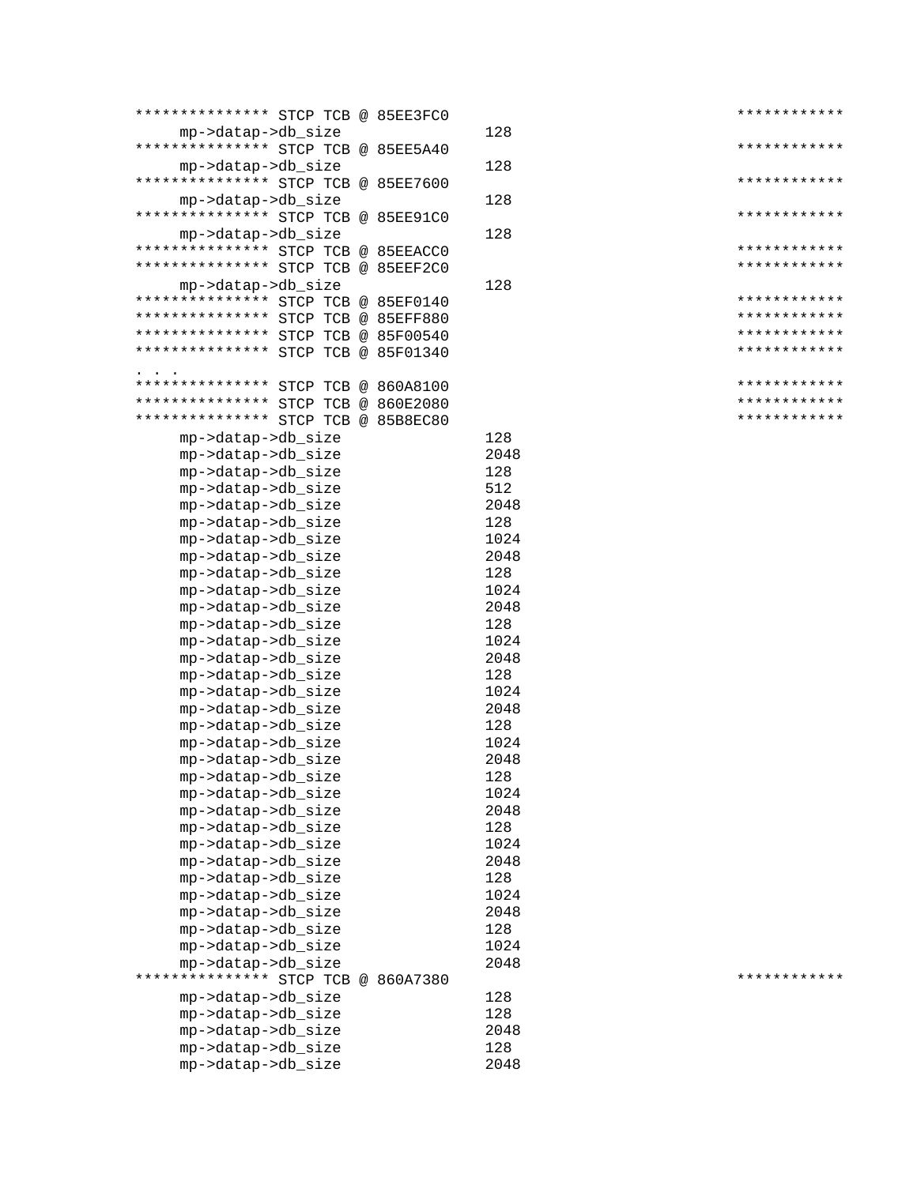```
*************** STCP TCB @ 85EE3FC0                                ************
     mp->datap->db_size             128
*************** STCP TCB @ 85EE5A40                                ************
     mp->datap->db_size             128
*************** STCP TCB @ 85EE7600                                ************
     mp->datap->db_size             128
*************** STCP TCB @ 85EE91C0                                ************
     mp->datap->db_size             128
*************** STCP TCB @ 85EEACC0                                ************
*************** STCP TCB @ 85EEF2C0                                ************
     mp->datap->db_size             128
*************** STCP TCB @ 85EF0140                                ************
*************** STCP TCB @ 85EFF880                                ************
*************** STCP TCB @ 85F00540                                ************
*************** STCP TCB @ 85F01340                                ************
. . .
*************** STCP TCB @ 860A8100                                ************
*************** STCP TCB @ 860E2080                                ************
*************** STCP TCB @ 85B8EC80                                ************
     mp->datap->db_size             128
     mp->datap->db_size             2048
     mp->datap->db_size             128
     mp->datap->db_size             512
     mp->datap->db_size             2048
     mp->datap->db_size             128
     mp->datap->db_size             1024
     mp->datap->db_size             2048
     mp->datap->db_size             128
     mp->datap->db_size             1024
     mp->datap->db_size             2048
     mp->datap->db_size             128
     mp->datap->db_size             1024
     mp->datap->db_size             2048
     mp->datap->db_size             128
     mp->datap->db_size             1024
     mp->datap->db_size             2048
     mp->datap->db_size             128
     mp->datap->db_size             1024
     mp->datap->db_size             2048
     mp->datap->db_size             128
     mp->datap->db_size             1024
     mp->datap->db_size             2048
     mp->datap->db_size             128
     mp->datap->db_size             1024
     mp->datap->db_size             2048
     mp->datap->db_size             128
     mp->datap->db_size             1024
     mp->datap->db_size             2048
     mp->datap->db_size             128
     mp->datap->db_size             1024
     mp->datap->db_size             2048
*************** STCP TCB @ 860A7380                                ************
     mp->datap->db_size             128
     mp->datap->db_size             128
     mp->datap->db_size             2048
     mp->datap->db_size             128
     mp->datap->db_size             2048
```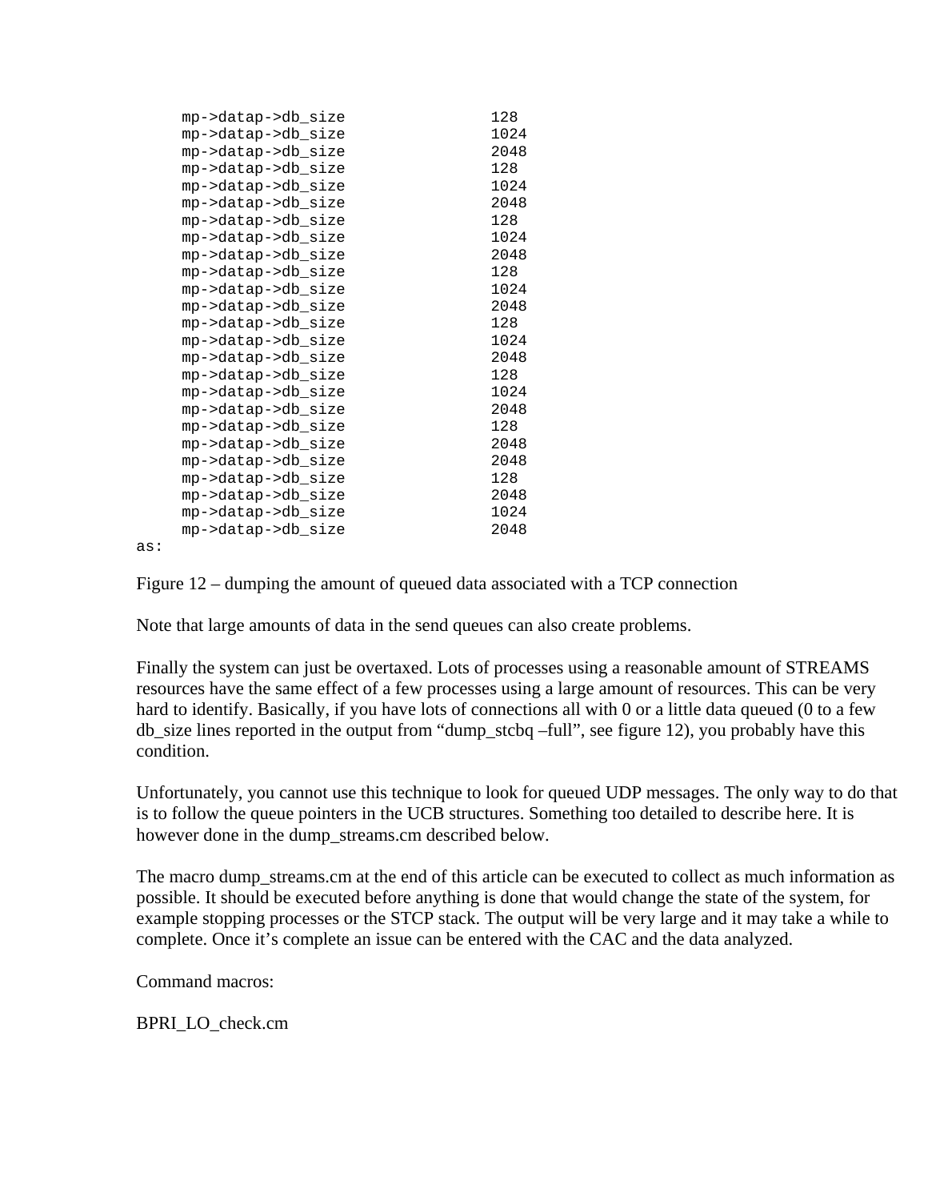```
     mp->datap->db_size              128
     mp->datap->db_size              1024
     mp->datap->db_size              2048
     mp->datap->db_size              128
     mp->datap->db_size              1024
     mp->datap->db_size              2048
     mp->datap->db_size              128
     mp->datap->db_size              1024
     mp->datap->db_size              2048
     mp->datap->db_size              128
     mp->datap->db_size              1024
     mp->datap->db_size              2048
     mp->datap->db_size              128
     mp->datap->db_size              1024
     mp->datap->db_size              2048
     mp->datap->db_size              128
     mp->datap->db_size              1024
     mp->datap->db_size              2048
     mp->datap->db_size              128
     mp->datap->db_size              2048
     mp->datap->db_size              2048
     mp->datap->db_size              128
     mp->datap->db_size              2048
     mp->datap->db_size              1024
     mp->datap->db_size              2048
as:
```

Figure 12 – dumping the amount of queued data associated with a TCP connection

Note that large amounts of data in the send queues can also create problems.

Finally the system can just be overtaxed. Lots of processes using a reasonable amount of STREAMS resources have the same effect of a few processes using a large amount of resources. This can be very hard to identify. Basically, if you have lots of connections all with 0 or a little data queued (0 to a few db_size lines reported in the output from "dump_stcbq –full", see figure 12), you probably have this condition.

Unfortunately, you cannot use this technique to look for queued UDP messages. The only way to do that is to follow the queue pointers in the UCB structures. Something too detailed to describe here. It is however done in the dump_streams.cm described below.

The macro dump_streams.cm at the end of this article can be executed to collect as much information as possible. It should be executed before anything is done that would change the state of the system, for example stopping processes or the STCP stack. The output will be very large and it may take a while to complete. Once it's complete an issue can be entered with the CAC and the data analyzed.

Command macros:

BPRI_LO_check.cm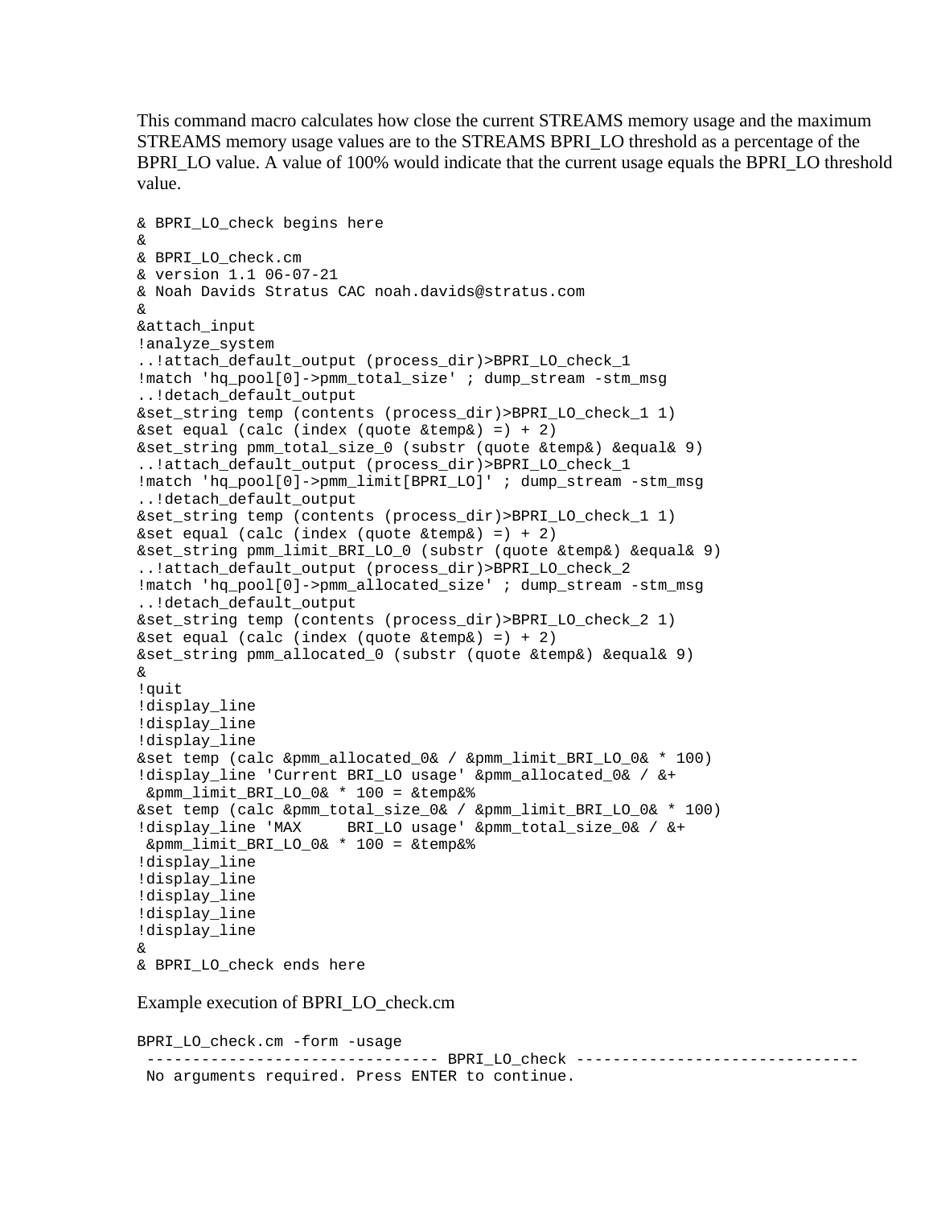This command macro calculates how close the current STREAMS memory usage and the maximum STREAMS memory usage values are to the STREAMS BPRI_LO threshold as a percentage of the BPRI_LO value. A value of 100% would indicate that the current usage equals the BPRI_LO threshold value.

```
& BPRI_LO_check begins here
&
& BPRI_LO_check.cm
& version 1.1 06-07-21
& Noah Davids Stratus CAC noah.davids@stratus.com
&
&attach_input
!analyze_system
..!attach_default_output (process_dir)>BPRI_LO_check_1
!match 'hq_pool[0]->pmm_total_size' ; dump_stream -stm_msg
..!detach_default_output
&set_string temp (contents (process_dir)>BPRI_LO_check_1 1)
&set equal (calc (index (quote &temp&) =) + 2)
&set_string pmm_total_size_0 (substr (quote &temp&) &equal& 9)
..!attach_default_output (process_dir)>BPRI_LO_check_1
!match 'hq_pool[0]->pmm_limit[BPRI_LO]' ; dump_stream -stm_msg
..!detach_default_output
&set_string temp (contents (process_dir)>BPRI_LO_check_1 1)
&set equal (calc (index (quote &temp&) =) + 2)
&set_string pmm_limit_BRI_LO_0 (substr (quote &temp&) &equal& 9)
..!attach_default_output (process_dir)>BPRI_LO_check_2
!match 'hq_pool[0]->pmm_allocated_size' ; dump_stream -stm_msg
..!detach_default_output
&set_string temp (contents (process_dir)>BPRI_LO_check_2 1)
&set equal (calc (index (quote &temp&) =) + 2)
&set_string pmm_allocated_0 (substr (quote &temp&) &equal& 9)
&
!quit
!display_line
!display_line
!display_line
&set temp (calc &pmm_allocated_0& / &pmm_limit_BRI_LO_0& * 100)
!display_line 'Current BRI_LO usage' &pmm_allocated_0& / &+
 &pmm_limit_BRI_LO_0& * 100 = &temp&%
&set temp (calc &pmm_total_size_0& / &pmm_limit_BRI_LO_0& * 100)
!display_line 'MAX     BRI_LO usage' &pmm_total_size_0& / &+
 &pmm_limit_BRI_LO_0& * 100 = &temp&%
!display_line
!display_line
!display_line
!display_line
!display_line
&
& BPRI_LO_check ends here
```

Example execution of BPRI_LO_check.cm

```
BPRI_LO_check.cm -form -usage
 -------------------------------- BPRI_LO_check -------------------------------
 No arguments required. Press ENTER to continue.
```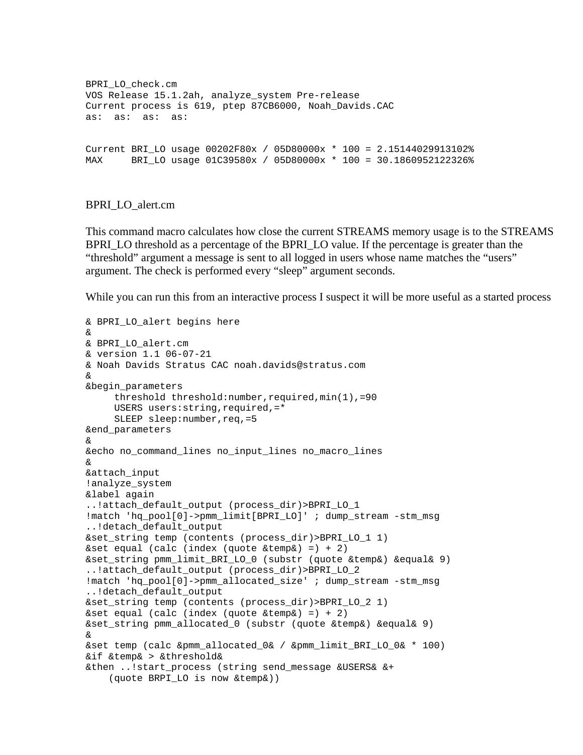```
BPRI_LO_check.cm
VOS Release 15.1.2ah, analyze_system Pre-release
Current process is 619, ptep 87CB6000, Noah_Davids.CAC
as:  as:  as:  as:


Current BRI_LO usage 00202F80x / 05D80000x * 100 = 2.15144029913102%
MAX     BRI_LO usage 01C39580x / 05D80000x * 100 = 30.1860952122326%
```

BPRI_LO_alert.cm

This command macro calculates how close the current STREAMS memory usage is to the STREAMS BPRI_LO threshold as a percentage of the BPRI_LO value. If the percentage is greater than the "threshold" argument a message is sent to all logged in users whose name matches the "users" argument. The check is performed every "sleep" argument seconds.

While you can run this from an interactive process I suspect it will be more useful as a started process

```
& BPRI_LO_alert begins here
&
& BPRI_LO_alert.cm
& version 1.1 06-07-21
& Noah Davids Stratus CAC noah.davids@stratus.com
&
&begin_parameters
     threshold threshold:number,required,min(1),=90
     USERS users:string,required,=*
     SLEEP sleep:number,req,=5
&end_parameters
&
&echo no_command_lines no_input_lines no_macro_lines
&
&attach_input
!analyze_system
&label again
..!attach_default_output (process_dir)>BPRI_LO_1
!match 'hq_pool[0]->pmm_limit[BPRI_LO]' ; dump_stream -stm_msg
..!detach_default_output
&set_string temp (contents (process_dir)>BPRI_LO_1 1)
&set equal (calc (index (quote &temp&) =) + 2)
&set_string pmm_limit_BRI_LO_0 (substr (quote &temp&) &equal& 9)
..!attach_default_output (process_dir)>BPRI_LO_2
!match 'hq_pool[0]->pmm_allocated_size' ; dump_stream -stm_msg
..!detach_default_output
&set_string temp (contents (process_dir)>BPRI_LO_2 1)
&set equal (calc (index (quote &temp&) =) + 2)
&set_string pmm_allocated_0 (substr (quote &temp&) &equal& 9)
&
&set temp (calc &pmm_allocated_0& / &pmm_limit_BRI_LO_0& * 100)
&if &temp& > &threshold&
&then ..!start_process (string send_message &USERS& &+
    (quote BRPI_LO is now &temp&))
```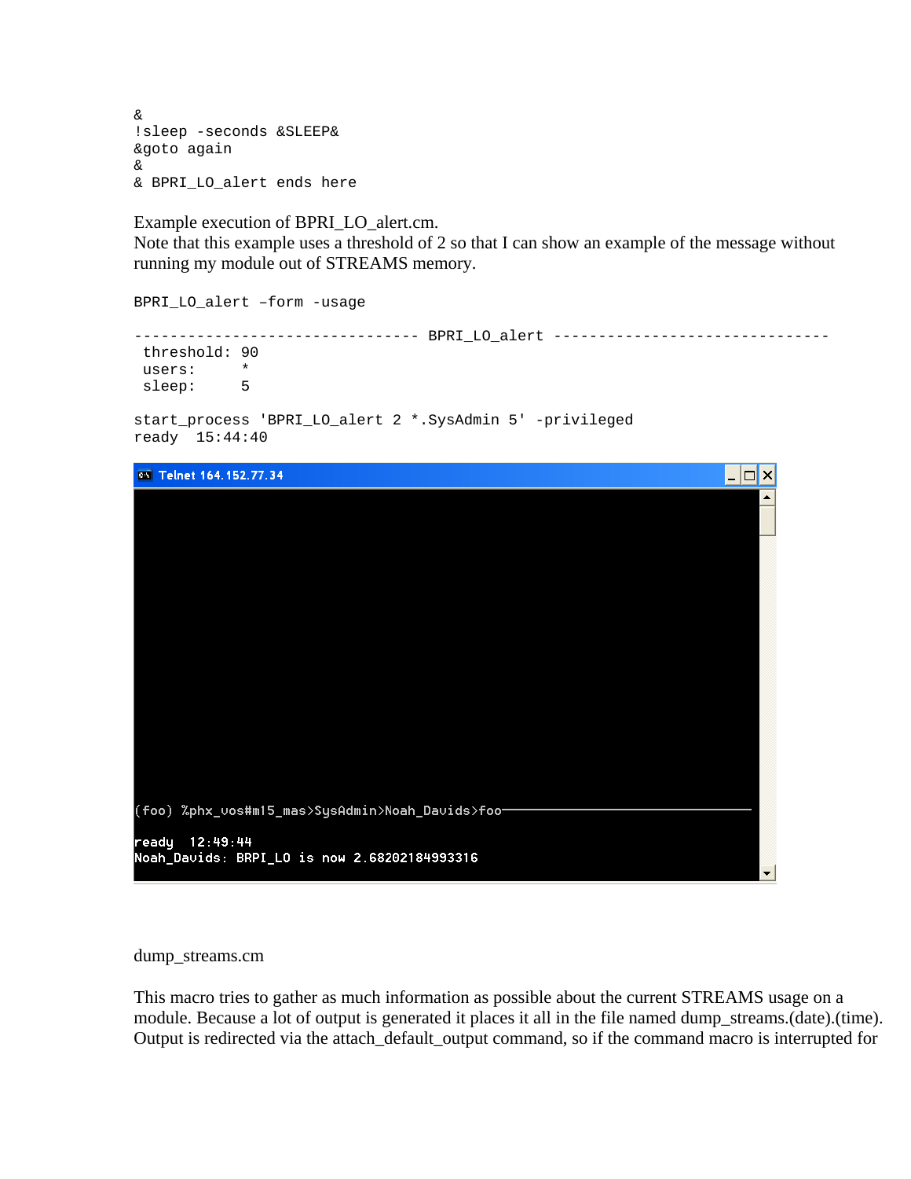```
&
!sleep -seconds &SLEEP&
&goto again
&
& BPRI_LO_alert ends here
```

Example execution of BPRI_LO_alert.cm.
Note that this example uses a threshold of 2 so that I can show an example of the message without running my module out of STREAMS memory.

```
BPRI_LO_alert –form -usage

-------------------------------- BPRI_LO_alert -------------------------------
 threshold: 90
 users:      *
 sleep:      5

start_process 'BPRI_LO_alert 2 *.SysAdmin 5' -privileged
ready  15:44:40
```

```
(foo) %phx_vos#m15_mas>SysAdmin>Noah_Davids>foo

ready  12:49:44
Noah_Davids: BRPI_LO is now 2.68202184993316
```

dump_streams.cm

This macro tries to gather as much information as possible about the current STREAMS usage on a module. Because a lot of output is generated it places it all in the file named dump_streams.(date).(time). Output is redirected via the attach_default_output command, so if the command macro is interrupted for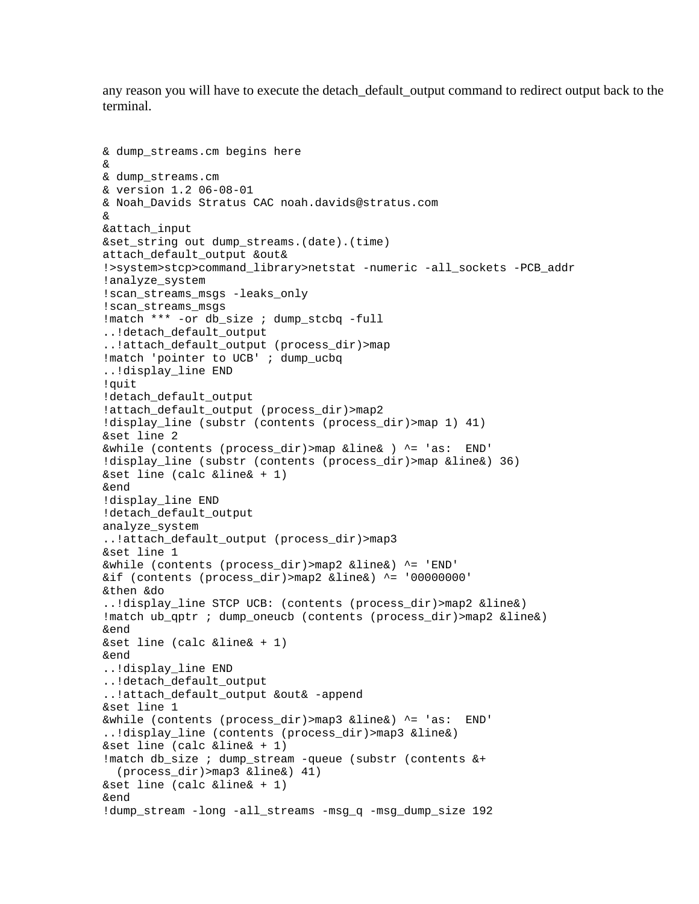any reason you will have to execute the detach_default_output command to redirect output back to the terminal.

```
& dump_streams.cm begins here
&
& dump_streams.cm
& version 1.2 06-08-01
& Noah_Davids Stratus CAC noah.davids@stratus.com
&
&attach_input
&set_string out dump_streams.(date).(time)
attach_default_output &out&
!>system>stcp>command_library>netstat -numeric -all_sockets -PCB_addr
!analyze_system
!scan_streams_msgs -leaks_only
!scan_streams_msgs
!match *** -or db_size ; dump_stcbq -full
..!detach_default_output
..!attach_default_output (process_dir)>map
!match 'pointer to UCB' ; dump_ucbq
..!display_line END
!quit
!detach_default_output
!attach_default_output (process_dir)>map2
!display_line (substr (contents (process_dir)>map 1) 41)
&set line 2
&while (contents (process_dir)>map &line& ) ^= 'as:  END'
!display_line (substr (contents (process_dir)>map &line&) 36)
&set line (calc &line& + 1)
&end
!display_line END
!detach_default_output
analyze_system
..!attach_default_output (process_dir)>map3
&set line 1
&while (contents (process_dir)>map2 &line&) ^= 'END'
&if (contents (process_dir)>map2 &line&) ^= '00000000'
&then &do
..!display_line STCP UCB: (contents (process_dir)>map2 &line&)
!match ub_qptr ; dump_oneucb (contents (process_dir)>map2 &line&)
&end
&set line (calc &line& + 1)
&end
..!display_line END
..!detach_default_output
..!attach_default_output &out& -append
&set line 1
&while (contents (process_dir)>map3 &line&) ^= 'as:  END'
..!display_line (contents (process_dir)>map3 &line&)
&set line (calc &line& + 1)
!match db_size ; dump_stream -queue (substr (contents &+
  (process_dir)>map3 &line&) 41)
&set line (calc &line& + 1)
&end
!dump_stream -long -all_streams -msg_q -msg_dump_size 192
```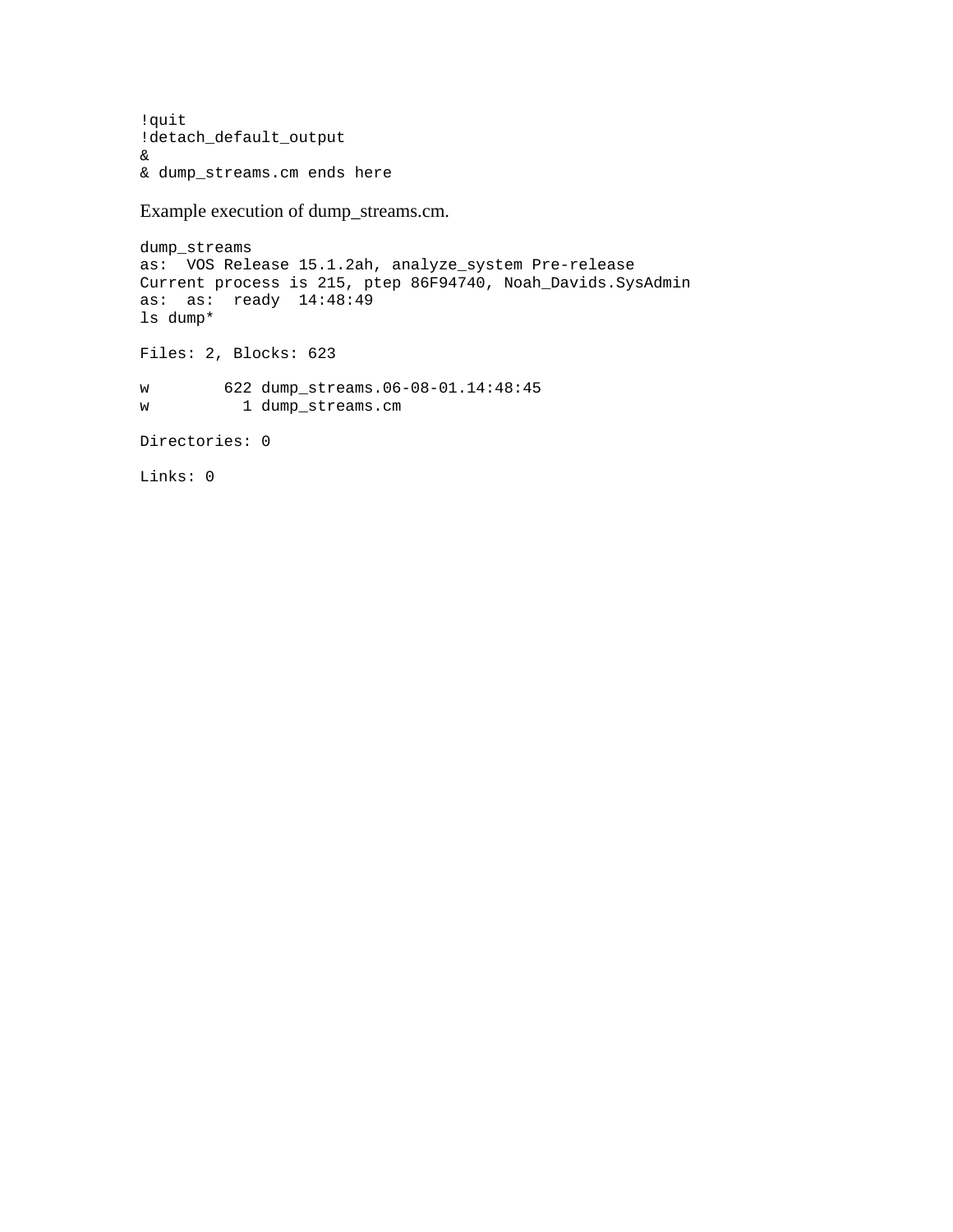```
!quit
!detach_default_output
&
& dump_streams.cm ends here
```

Example execution of dump_streams.cm.

```
dump_streams
as:  VOS Release 15.1.2ah, analyze_system Pre-release
Current process is 215, ptep 86F94740, Noah_Davids.SysAdmin
as:  as:  ready  14:48:49
ls dump*

Files: 2, Blocks: 623

w        622 dump_streams.06-08-01.14:48:45
w          1 dump_streams.cm

Directories: 0

Links: 0
```